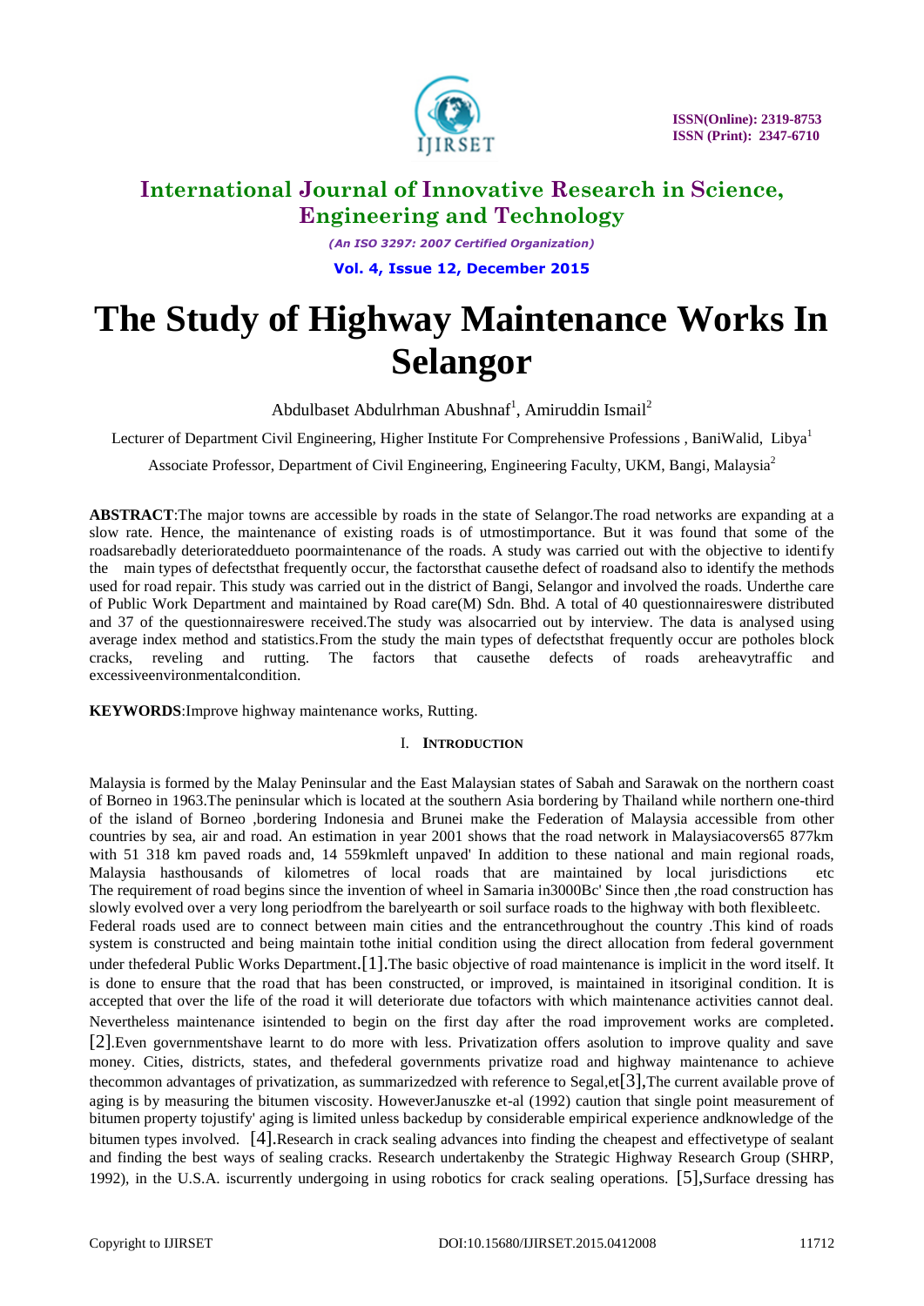# International Journal of Innovative Research in Science, Engineering and Technology

*(An ISO 3297: 2007 Certified Organization)*

**Vol. 4, Issue 12, December 2015**

# The Study of Highway Maintenance Works In Selangor

Abdulbaset Abdulrhman Abushnaf[1], Amiruddin Ismail[2]

Lecturer of Department Civil Engineering, Higher Institute For Comprehensive Professions , BaniWalid, Libya[1]

Associate Professor, Department of Civil Engineering, Engineering Faculty, UKM, Bangi, Malaysia[2]

**ABSTRACT**:The major towns are accessible by roads in the state of Selangor.The road networks are expanding at a slow rate. Hence, the maintenance of existing roads is of utmostimportance. But it was found that some of the roadsarebadly deterioratedddueto poormaintenance of the roads. A study was carried out with the objective to identify the main types of defectsthat frequently occur, the factorsthat causethe defect of roadsand also to identify the methods used for road repair. This study was carried out in the district of Bangi, Selangor and involved the roads. Underthe care of Public Work Department and maintained by Road care(M) Sdn. Bhd. A total of 40 questionnaireswere distributed and 37 of the questionnaireswere received.The study was alsocarried out by interview. The data is analysed using average index method and statistics.From the study the main types of defectsthat frequently occur are potholes block cracks, reveling and rutting. The factors that causethe defects of roads areheavytraffic and excessiveenvironmentalcondition.

**KEYWORDS**:Improve highway maintenance works, Rutting.

## I. INTRODUCTION

Malaysia is formed by the Malay Peninsular and the East Malaysian states of Sabah and Sarawak on the northern coast of Borneo in 1963.The peninsular which is located at the southern Asia bordering by Thailand while northern one-third of the island of Borneo ,bordering Indonesia and Brunei make the Federation of Malaysia accessible from other countries by sea, air and road. An estimation in year 2001 shows that the road network in Malaysiacovers65 877km with 51 318 km paved roads and, 14 559kmleft unpaved' In addition to these national and main regional roads, Malaysia hasthousands of kilometres of local roads that are maintained by local jurisdictions etc The requirement of road begins since the invention of wheel in Samaria in3000Bc' Since then ,the road construction has slowly evolved over a very long periodfrom the barelyearth or soil surface roads to the highway with both flexibleetc. Federal roads used are to connect between main cities and the entrancethroughout the country .This kind of roads system is constructed and being maintain tothe initial condition using the direct allocation from federal government under thefederal Public Works Department.[1].The basic objective of road maintenance is implicit in the word itself. It is done to ensure that the road that has been constructed, or improved, is maintained in itsoriginal condition. It is accepted that over the life of the road it will deteriorate due tofactors with which maintenance activities cannot deal. Nevertheless maintenance isintended to begin on the first day after the road improvement works are completed. [2].Even governmentshave learnt to do more with less. Privatization offers asolution to improve quality and save money. Cities, districts, states, and thefederal governments privatize road and highway maintenance to achieve thecommon advantages of privatization, as summarizedzed with reference to Segal,et[3],The current available prove of aging is by measuring the bitumen viscosity. HoweverJanuszke et-al (1992) caution that single point measurement of bitumen property tojustify' aging is limited unless backedup by considerable empirical experience andknowledge of the bitumen types involved. [4].Research in crack sealing advances into finding the cheapest and effectivetype of sealant and finding the best ways of sealing cracks. Research undertakenby the Strategic Highway Research Group (SHRP, 1992), in the U.S.A. iscurrently undergoing in using robotics for crack sealing operations. [5],Surface dressing has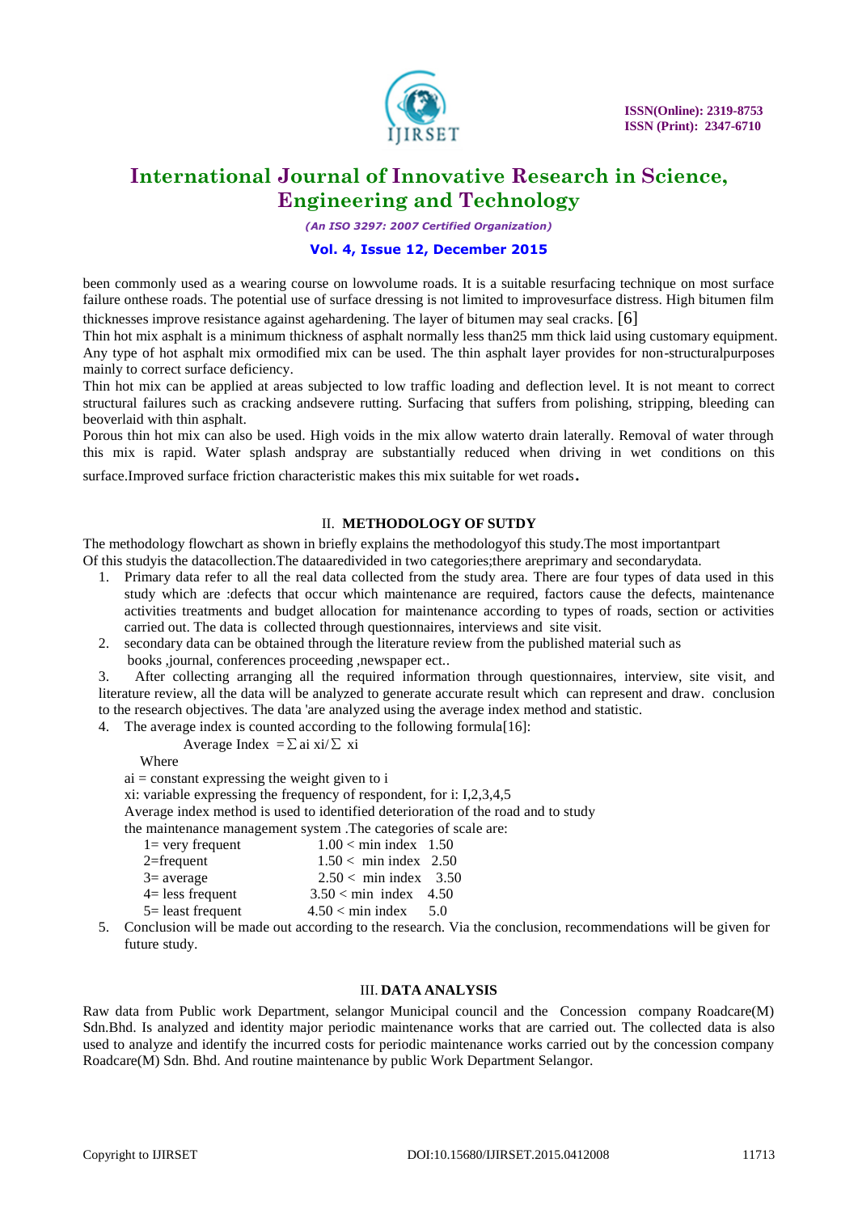been commonly used as a wearing course on lowvolume roads. It is a suitable resurfacing technique on most surface failure onthese roads. The potential use of surface dressing is not limited to improvesurface distress. High bitumen film thicknesses improve resistance against agehardening. The layer of bitumen may seal cracks. [6]

Thin hot mix asphalt is a minimum thickness of asphalt normally less than25 mm thick laid using customary equipment. Any type of hot asphalt mix ormodified mix can be used. The thin asphalt layer provides for non-structuralpurposes mainly to correct surface deficiency.

Thin hot mix can be applied at areas subjected to low traffic loading and deflection level. It is not meant to correct structural failures such as cracking andsevere rutting. Surfacing that suffers from polishing, stripping, bleeding can beoverlaid with thin asphalt.

Porous thin hot mix can also be used. High voids in the mix allow waterto drain laterally. Removal of water through this mix is rapid. Water splash andspray are substantially reduced when driving in wet conditions on this surface.Improved surface friction characteristic makes this mix suitable for wet roads.

## II. METHODOLOGY OF SUTDY

The methodology flowchart as shown in briefly explains the methodologyof this study.The most importantpart Of this studyis the datacollection.The dataaredivided in two categories;there areprimary and secondarydata.

1. Primary data refer to all the real data collected from the study area. There are four types of data used in this study which are :defects that occur which maintenance are required, factors cause the defects, maintenance activities treatments and budget allocation for maintenance according to types of roads, section or activities carried out. The data is collected through questionnaires, interviews and site visit.
2. secondary data can be obtained through the literature review from the published material such as books ,journal, conferences proceeding ,newspaper ect..
3. After collecting arranging all the required information through questionnaires, interview, site visit, and literature review, all the data will be analyzed to generate accurate result which can represent and draw. conclusion to the research objectives. The data 'are analyzed using the average index method and statistic.
4. The average index is counted according to the following formula[16]:

   $$\text{Average Index} = \sum a_i x_i / \sum x_i$$

   Where

   $a_i$ = constant expressing the weight given to i

   $x_i$: variable expressing the frequency of respondent, for i: I,2,3,4,5

   Average index method is used to identified deterioration of the road and to study the maintenance management system .The categories of scale are:

   | | |
   |---|---|
   | 1= very frequent | 1.00 < min index 1.50 |
   | 2=frequent | 1.50 < min index 2.50 |
   | 3= average | 2.50 < min index 3.50 |
   | 4= less frequent | 3.50 < min index 4.50 |
   | 5= least frequent | 4.50 < min index 5.0 |

5. Conclusion will be made out according to the research. Via the conclusion, recommendations will be given for future study.

## III. DATA ANALYSIS

Raw data from Public work Department, selangor Municipal council and the Concession company Roadcare(M) Sdn.Bhd. Is analyzed and identity major periodic maintenance works that are carried out. The collected data is also used to analyze and identify the incurred costs for periodic maintenance works carried out by the concession company Roadcare(M) Sdn. Bhd. And routine maintenance by public Work Department Selangor.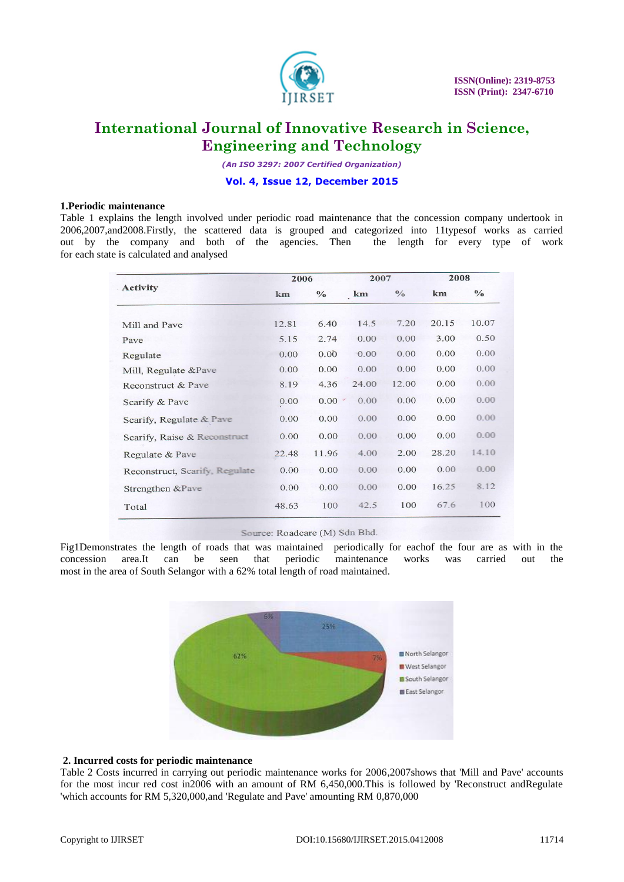**1.Periodic maintenance**

Table 1 explains the length involved under periodic road maintenance that the concession company undertook in 2006,2007,and2008.Firstly, the scattered data is grouped and categorized into 11typesof works as carried out by the company and both of the agencies. Then the length for every type of work for each state is calculated and analysed

| Activity | 2006 | | 2007 | | 2008 | |
|---|---|---|---|---|---|---|
| | km | % | km | % | km | % |
| Mill and Pave | 12.81 | 6.40 | 14.5 | 7.20 | 20.15 | 10.07 |
| Pave | 5.15 | 2.74 | 0.00 | 0.00 | 3.00 | 0.50 |
| Regulate | 0.00 | 0.00 | 0.00 | 0.00 | 0.00 | 0.00 |
| Mill, Regulate &Pave | 0.00 | 0.00 | 0.00 | 0.00 | 0.00 | 0.00 |
| Reconstruct & Pave | 8.19 | 4.36 | 24.00 | 12.00 | 0.00 | 0.00 |
| Scarify & Pave | 0.00 | 0.00 | 0.00 | 0.00 | 0.00 | 0.00 |
| Scarify, Regulate & Pave | 0.00 | 0.00 | 0.00 | 0.00 | 0.00 | 0.00 |
| Scarify, Raise & Reconstruct | 0.00 | 0.00 | 0.00 | 0.00 | 0.00 | 0.00 |
| Regulate & Pave | 22.48 | 11.96 | 4.00 | 2.00 | 28.20 | 14.10 |
| Reconstruct, Scarify, Regulate | 0.00 | 0.00 | 0.00 | 0.00 | 0.00 | 0.00 |
| Strengthen &Pave | 0.00 | 0.00 | 0.00 | 0.00 | 16.25 | 8.12 |
| Total | 48.63 | 100 | 42.5 | 100 | 67.6 | 100 |

Source: Roadcare (M) Sdn Bhd.

Fig1Demonstrates the length of roads that was maintained periodically for eachof the four are as with in the concession area.It can be seen that periodic maintenance works was carried out the most in the area of South Selangor with a 62% total length of road maintained.

**2. Incurred costs for periodic maintenance**

Table 2 Costs incurred in carrying out periodic maintenance works for 2006,2007shows that 'Mill and Pave' accounts for the most incur red cost in2006 with an amount of RM 6,450,000.This is followed by 'Reconstruct andRegulate 'which accounts for RM 5,320,000,and 'Regulate and Pave' amounting RM 0,870,000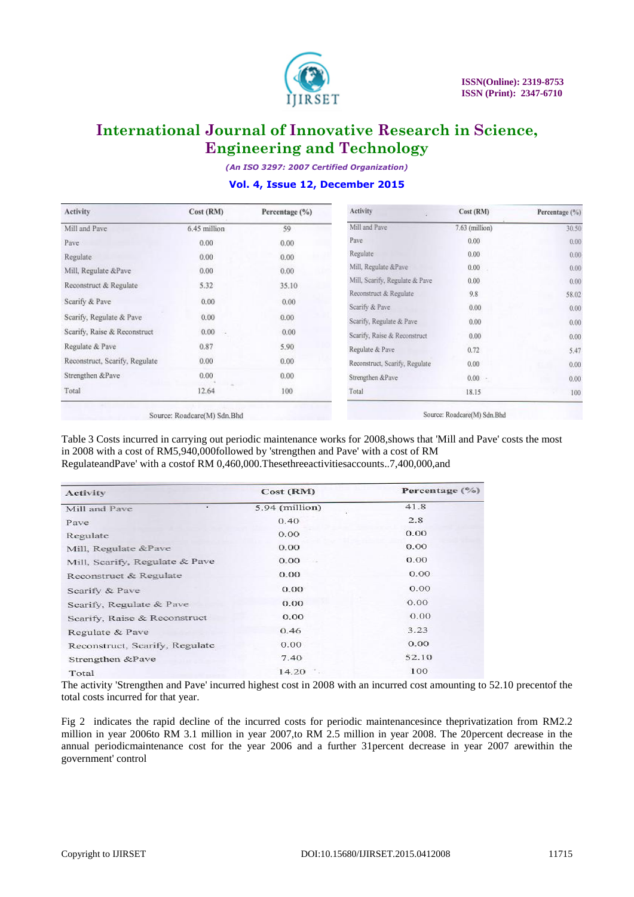| Activity | Cost (RM) | Percentage (%) |
|---|---|---|
| Mill and Pave | 6.45 million | 59 |
| Pave | 0.00 | 0.00 |
| Regulate | 0.00 | 0.00 |
| Mill, Regulate &Pave | 0.00 | 0.00 |
| Reconstruct & Regulate | 5.32 | 35.10 |
| Scarify & Pave | 0.00 | 0.00 |
| Scarify, Regulate & Pave | 0.00 | 0.00 |
| Scarify, Raise & Reconstruct | 0.00 | 0.00 |
| Regulate & Pave | 0.87 | 5.90 |
| Reconstruct, Scarify, Regulate | 0.00 | 0.00 |
| Strengthen &Pave | 0.00 | 0.00 |
| Total | 12.64 | 100 |

Source: Roadcare(M) Sdn.Bhd

| Activity | Cost (RM) | Percentage (%) |
|---|---|---|
| Mill and Pave | 7.63 (million) | 30.50 |
| Pave | 0.00 | 0.00 |
| Regulate | 0.00 | 0.00 |
| Mill, Regulate &Pave | 0.00 | 0.00 |
| Mill, Scarify, Regulate & Pave | 0.00 | 0.00 |
| Reconstruct & Regulate | 9.8 | 58.02 |
| Scarify & Pave | 0.00 | 0.00 |
| Scarify, Regulate & Pave | 0.00 | 0.00 |
| Scarify, Raise & Reconstruct | 0.00 | 0.00 |
| Regulate & Pave | 0.72 | 5.47 |
| Reconstruct, Scarify, Regulate | 0.00 | 0.00 |
| Strengthen &Pave | 0.00 | 0.00 |
| Total | 18.15 | 100 |

Source: Roadcare(M) Sdn.Bhd

Table 3 Costs incurred in carrying out periodic maintenance works for 2008,shows that 'Mill and Pave' costs the most in 2008 with a cost of RM5,940,000followed by 'strengthen and Pave' with a cost of RM RegulateandPave' with a costof RM 0,460,000.Thesethreeactivitiesaccounts..7,400,000,and

| Activity | Cost (RM) | Percentage (%) |
|---|---|---|
| Mill and Pave | 5.94 (million) | 41.8 |
| Pave | 0.40 | 2.8 |
| Regulate | 0.00 | 0.00 |
| Mill, Regulate &Pave | 0.00 | 0.00 |
| Mill, Scarify, Regulate & Pave | 0.00 | 0.00 |
| Reconstruct & Regulate | 0.00 | 0.00 |
| Scarify & Pave | 0.00 | 0.00 |
| Scarify, Regulate & Pave | 0.00 | 0.00 |
| Scarify, Raise & Reconstruct | 0.00 | 0.00 |
| Regulate & Pave | 0.46 | 3.23 |
| Reconstruct, Scarify, Regulate | 0.00 | 0.00 |
| Strengthen &Pave | 7.40 | 52.10 |
| Total | 14.20 | 100 |

The activity 'Strengthen and Pave' incurred highest cost in 2008 with an incurred cost amounting to 52.10 precentof the total costs incurred for that year.

Fig 2 indicates the rapid decline of the incurred costs for periodic maintenancesince theprivatization from RM2.2 million in year 2006to RM 3.1 million in year 2007,to RM 2.5 million in year 2008. The 20percent decrease in the annual periodicmaintenance cost for the year 2006 and a further 31percent decrease in year 2007 arewithin the government' control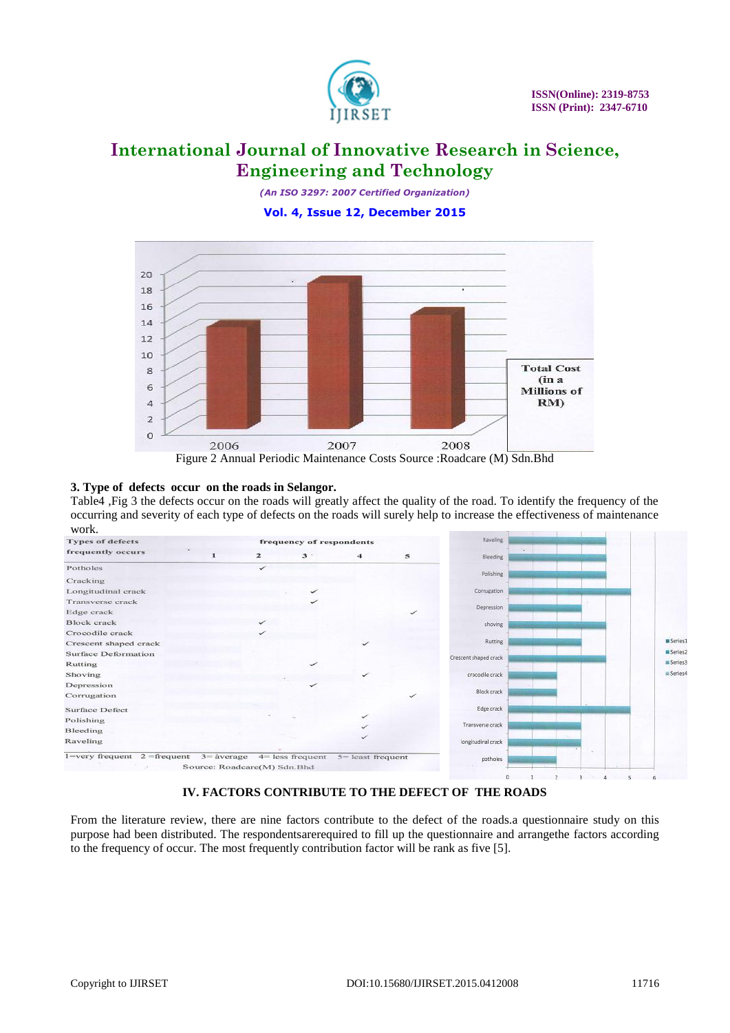Figure 2 Annual Periodic Maintenance Costs Source :Roadcare (M) Sdn.Bhd

**3. Type of defects occur on the roads in Selangor.**

Table4 ,Fig 3 the defects occur on the roads will greatly affect the quality of the road. To identify the frequency of the occurring and severity of each type of defects on the roads will surely help to increase the effectiveness of maintenance work.

| Types of defects frequently occurs | frequency of respondents | | | | |
|---|---|---|---|---|---|
| | 1 | 2 | 3 | 4 | 5 |
| Potholes | | ✓ | | | |
| Cracking | | | | | |
| Longitudinal crack | | | ✓ | | |
| Transverse crack | | | ✓ | | |
| Edge crack | | | | | ✓ |
| Block crack | | ✓ | | | |
| Crocodile crack | | ✓ | | | |
| Crescent shaped crack | | | | ✓ | |
| Surface Deformation | | | | | |
| Rutting | | | ✓ | | |
| Shoving | | | | ✓ | |
| Depression | | | ✓ | | |
| Corrugation | | | | | ✓ |
| Surface Defect | | | | | |
| Polishing | | | | ✓ | |
| Bleeding | | | | ✓ | |
| Raveling | | | | ✓ | |

1=very frequent 2 =frequent 3= average 4= less frequent 5= least frequent

Source: Roadcare(M) Sdn.Bhd

## IV. FACTORS CONTRIBUTE TO THE DEFECT OF THE ROADS

From the literature review, there are nine factors contribute to the defect of the roads.a questionnaire study on this purpose had been distributed. The respondentsarerequired to fill up the questionnaire and arrangethe factors according to the frequency of occur. The most frequently contribution factor will be rank as five [5].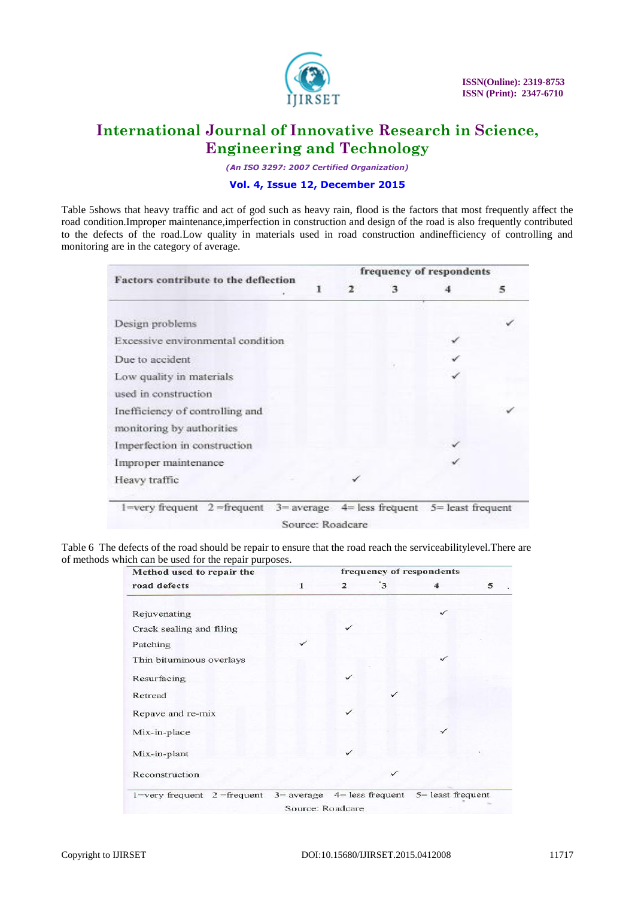Table 5shows that heavy traffic and act of god such as heavy rain, flood is the factors that most frequently affect the road condition.Improper maintenance,imperfection in construction and design of the road is also frequently contributed to the defects of the road.Low quality in materials used in road construction andinefficiency of controlling and monitoring are in the category of average.

| Factors contribute to the deflection | frequency of respondents | | | | |
|---|---|---|---|---|---|
| | 1 | 2 | 3 | 4 | 5 |
| Design problems | | | | | ✓ |
| Excessive environmental condition | | | | ✓ | |
| Due to accident | | | | ✓ | |
| Low quality in materials used in construction | | | | ✓ | |
| Inefficiency of controlling and monitoring by authorities | | | | | ✓ |
| Imperfection in construction | | | | ✓ | |
| Improper maintenance | | | | ✓ | |
| Heavy traffic | | ✓ | | | |

1=very frequent 2 =frequent 3= average 4= less frequent 5= least frequent

Source: Roadcare

Table 6 The defects of the road should be repair to ensure that the road reach the serviceabilitylevel.There are of methods which can be used for the repair purposes.

| Method used to repair the road defects | frequency of respondents | | | | |
|---|---|---|---|---|---|
| | 1 | 2 | 3 | 4 | 5 |
| Rejuvenating | | | | ✓ | |
| Crack sealing and filing | | ✓ | | | |
| Patching | ✓ | | | | |
| Thin bituminous overlays | | | | ✓ | |
| Resurfacing | | ✓ | | | |
| Retread | | | ✓ | | |
| Repave and re-mix | | ✓ | | | |
| Mix-in-place | | | | ✓ | |
| Mix-in-plant | | ✓ | | | |
| Reconstruction | | | ✓ | | |

1=very frequent 2 =frequent 3= average 4= less frequent 5= least frequent

Source: Roadcare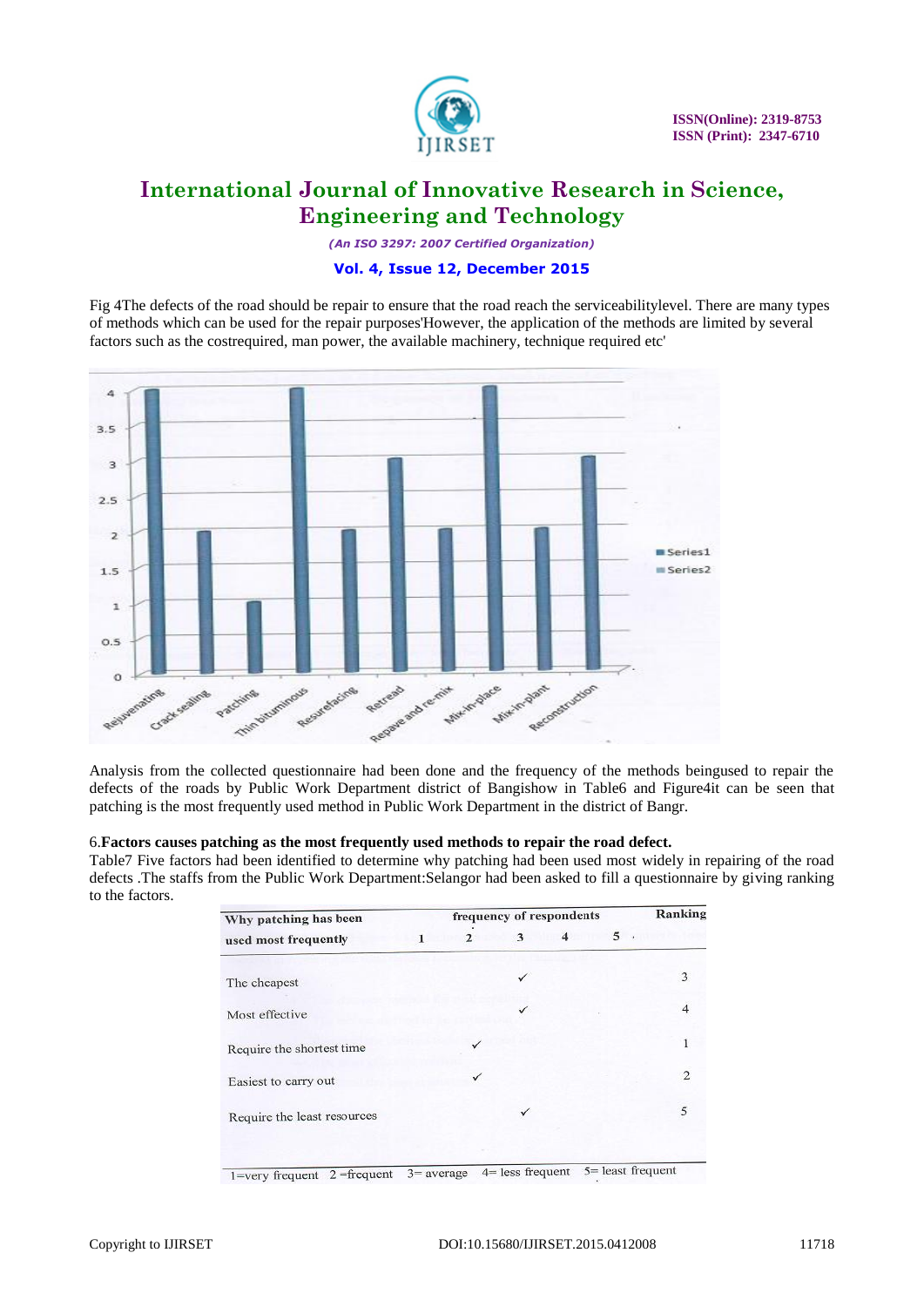Fig 4The defects of the road should be repair to ensure that the road reach the serviceabilitylevel. There are many types of methods which can be used for the repair purposes'However, the application of the methods are limited by several factors such as the costrequired, man power, the available machinery, technique required etc'

Analysis from the collected questionnaire had been done and the frequency of the methods beingused to repair the defects of the roads by Public Work Department district of Bangishow in Table6 and Figure4it can be seen that patching is the most frequently used method in Public Work Department in the district of Bangr.

6.**Factors causes patching as the most frequently used methods to repair the road defect.**

Table7 Five factors had been identified to determine why patching had been used most widely in repairing of the road defects .The staffs from the Public Work Department:Selangor had been asked to fill a questionnaire by giving ranking to the factors.

| Why patching has been used most frequently | frequency of respondents | | | | | Ranking |
|---|---|---|---|---|---|---|
| | 1 | 2 | 3 | 4 | 5 | |
| The cheapest | | | ✓ | | | 3 |
| Most effective | | | ✓ | | | 4 |
| Require the shortest time | | ✓ | | | | 1 |
| Easiest to carry out | | ✓ | | | | 2 |
| Require the least resources | | | ✓ | | | 5 |

1=very frequent 2 =frequent 3= average 4= less frequent 5= least frequent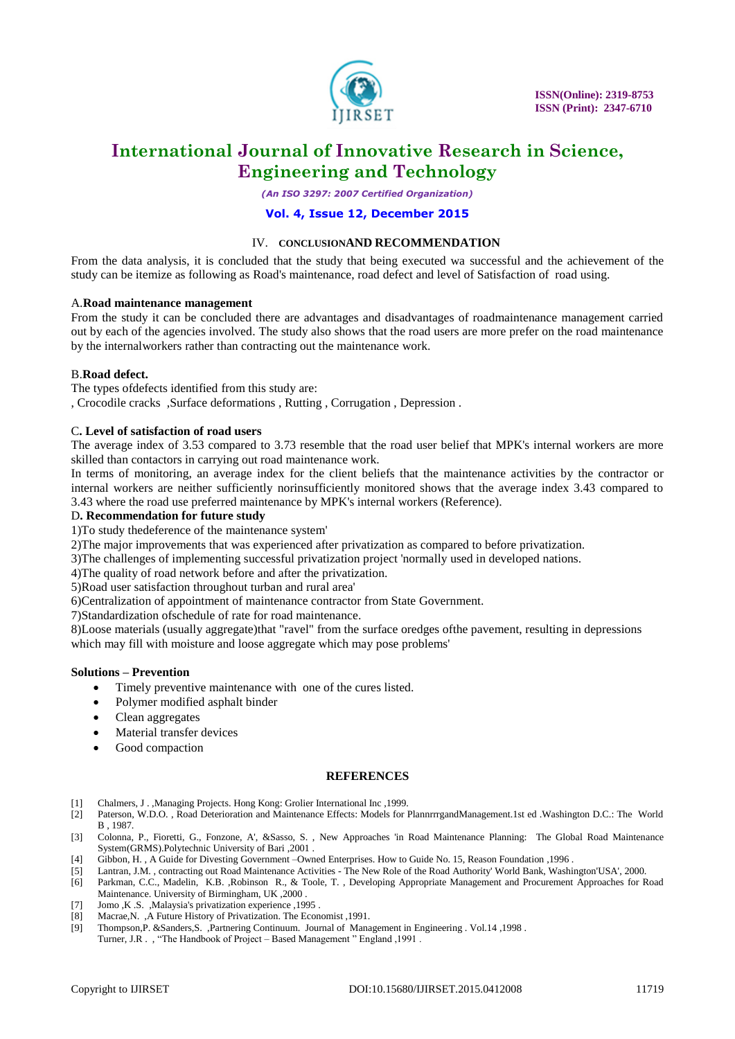## IV. CONCLUSIONAND RECOMMENDATION

From the data analysis, it is concluded that the study that being executed wa successful and the achievement of the study can be itemize as following as Road's maintenance, road defect and level of Satisfaction of road using.

### A.Road maintenance management

From the study it can be concluded there are advantages and disadvantages of roadmaintenance management carried out by each of the agencies involved. The study also shows that the road users are more prefer on the road maintenance by the internalworkers rather than contracting out the maintenance work.

### B.Road defect.

The types ofdefects identified from this study are:

, Crocodile cracks ,Surface deformations , Rutting , Corrugation , Depression .

### C. Level of satisfaction of road users

The average index of 3.53 compared to 3.73 resemble that the road user belief that MPK's internal workers are more skilled than contactors in carrying out road maintenance work.

In terms of monitoring, an average index for the client beliefs that the maintenance activities by the contractor or internal workers are neither sufficiently norinsufficiently monitored shows that the average index 3.43 compared to 3.43 where the road use preferred maintenance by MPK's internal workers (Reference).

### D. Recommendation for future study

1)To study thedeference of the maintenance system'

2)The major improvements that was experienced after privatization as compared to before privatization.

3)The challenges of implementing successful privatization project 'normally used in developed nations.

4)The quality of road network before and after the privatization.

5)Road user satisfaction throughout turban and rural area'

6)Centralization of appointment of maintenance contractor from State Government.

7)Standardization ofschedule of rate for road maintenance.

8)Loose materials (usually aggregate)that "ravel" from the surface oredges ofthe pavement, resulting in depressions which may fill with moisture and loose aggregate which may pose problems'

**Solutions – Prevention**

- Timely preventive maintenance with one of the cures listed.
- Polymer modified asphalt binder
- Clean aggregates
- Material transfer devices
- Good compaction

## REFERENCES

[1] Chalmers, J . ,Managing Projects. Hong Kong: Grolier International Inc ,1999.

[2] Paterson, W.D.O. , Road Deterioration and Maintenance Effects: Models for PlannrrrgandManagement.1st ed .Washington D.C.: The World B , 1987.

[3] Colonna, P., Fioretti, G., Fonzone, A', &Sasso, S. , New Approaches 'in Road Maintenance Planning: The Global Road Maintenance System(GRMS).Polytechnic University of Bari ,2001 .

[4] Gibbon, H. , A Guide for Divesting Government –Owned Enterprises. How to Guide No. 15, Reason Foundation ,1996 .

[5] Lantran, J.M. , contracting out Road Maintenance Activities - The New Role of the Road Authority' World Bank, Washington'USA', 2000.

[6] Parkman, C.C., Madelin, K.B. ,Robinson R., & Toole, T. , Developing Appropriate Management and Procurement Approaches for Road Maintenance. University of Birmingham, UK ,2000 .

[7] Jomo ,K .S. ,Malaysia's privatization experience ,1995 .

[8] Macrae,N. ,A Future History of Privatization. The Economist ,1991.

[9] Thompson,P. &Sanders,S. ,Partnering Continuum. Journal of Management in Engineering . Vol.14 ,1998 .

Turner, J.R . , "The Handbook of Project – Based Management " England ,1991 .